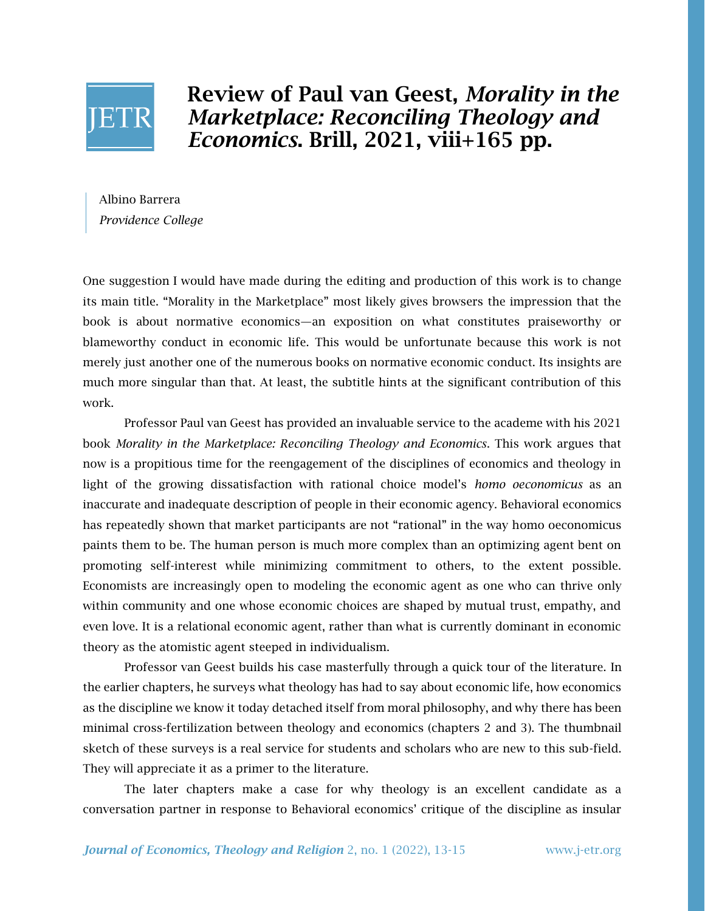# Review of Paul van Geest, *Morality in the Marketplace: Reconciling Theology and Economics*. Brill, 2021, viii+165 pp.

Albino Barrera
*Providence College*

One suggestion I would have made during the editing and production of this work is to change its main title. "Morality in the Marketplace" most likely gives browsers the impression that the book is about normative economics—an exposition on what constitutes praiseworthy or blameworthy conduct in economic life. This would be unfortunate because this work is not merely just another one of the numerous books on normative economic conduct. Its insights are much more singular than that. At least, the subtitle hints at the significant contribution of this work.

Professor Paul van Geest has provided an invaluable service to the academe with his 2021 book *Morality in the Marketplace: Reconciling Theology and Economics*. This work argues that now is a propitious time for the reengagement of the disciplines of economics and theology in light of the growing dissatisfaction with rational choice model's *homo oeconomicus* as an inaccurate and inadequate description of people in their economic agency. Behavioral economics has repeatedly shown that market participants are not "rational" in the way homo oeconomicus paints them to be. The human person is much more complex than an optimizing agent bent on promoting self-interest while minimizing commitment to others, to the extent possible. Economists are increasingly open to modeling the economic agent as one who can thrive only within community and one whose economic choices are shaped by mutual trust, empathy, and even love. It is a relational economic agent, rather than what is currently dominant in economic theory as the atomistic agent steeped in individualism.

Professor van Geest builds his case masterfully through a quick tour of the literature. In the earlier chapters, he surveys what theology has had to say about economic life, how economics as the discipline we know it today detached itself from moral philosophy, and why there has been minimal cross-fertilization between theology and economics (chapters 2 and 3). The thumbnail sketch of these surveys is a real service for students and scholars who are new to this sub-field. They will appreciate it as a primer to the literature.

The later chapters make a case for why theology is an excellent candidate as a conversation partner in response to Behavioral economics' critique of the discipline as insular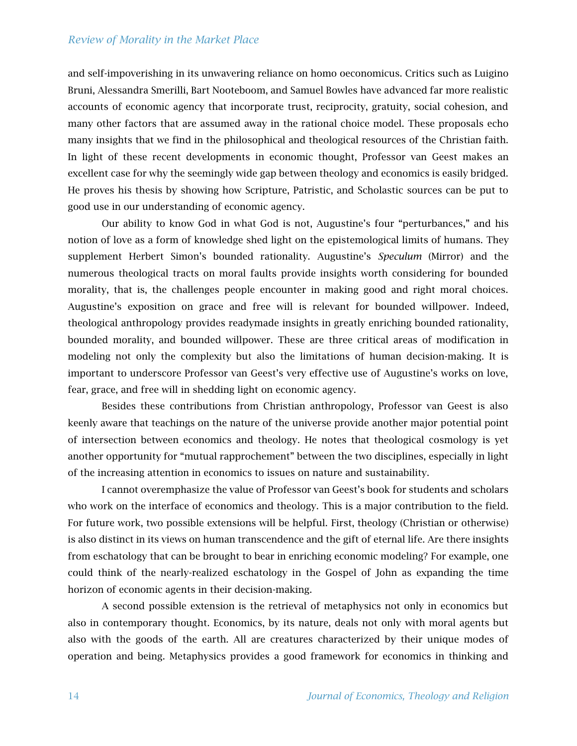and self-impoverishing in its unwavering reliance on homo oeconomicus. Critics such as Luigino Bruni, Alessandra Smerilli, Bart Nooteboom, and Samuel Bowles have advanced far more realistic accounts of economic agency that incorporate trust, reciprocity, gratuity, social cohesion, and many other factors that are assumed away in the rational choice model. These proposals echo many insights that we find in the philosophical and theological resources of the Christian faith. In light of these recent developments in economic thought, Professor van Geest makes an excellent case for why the seemingly wide gap between theology and economics is easily bridged. He proves his thesis by showing how Scripture, Patristic, and Scholastic sources can be put to good use in our understanding of economic agency.

Our ability to know God in what God is not, Augustine's four "perturbances," and his notion of love as a form of knowledge shed light on the epistemological limits of humans. They supplement Herbert Simon's bounded rationality. Augustine's *Speculum* (Mirror) and the numerous theological tracts on moral faults provide insights worth considering for bounded morality, that is, the challenges people encounter in making good and right moral choices. Augustine's exposition on grace and free will is relevant for bounded willpower. Indeed, theological anthropology provides readymade insights in greatly enriching bounded rationality, bounded morality, and bounded willpower. These are three critical areas of modification in modeling not only the complexity but also the limitations of human decision-making. It is important to underscore Professor van Geest's very effective use of Augustine's works on love, fear, grace, and free will in shedding light on economic agency.

Besides these contributions from Christian anthropology, Professor van Geest is also keenly aware that teachings on the nature of the universe provide another major potential point of intersection between economics and theology. He notes that theological cosmology is yet another opportunity for "mutual rapprochement" between the two disciplines, especially in light of the increasing attention in economics to issues on nature and sustainability.

I cannot overemphasize the value of Professor van Geest's book for students and scholars who work on the interface of economics and theology. This is a major contribution to the field. For future work, two possible extensions will be helpful. First, theology (Christian or otherwise) is also distinct in its views on human transcendence and the gift of eternal life. Are there insights from eschatology that can be brought to bear in enriching economic modeling? For example, one could think of the nearly-realized eschatology in the Gospel of John as expanding the time horizon of economic agents in their decision-making.

A second possible extension is the retrieval of metaphysics not only in economics but also in contemporary thought. Economics, by its nature, deals not only with moral agents but also with the goods of the earth. All are creatures characterized by their unique modes of operation and being. Metaphysics provides a good framework for economics in thinking and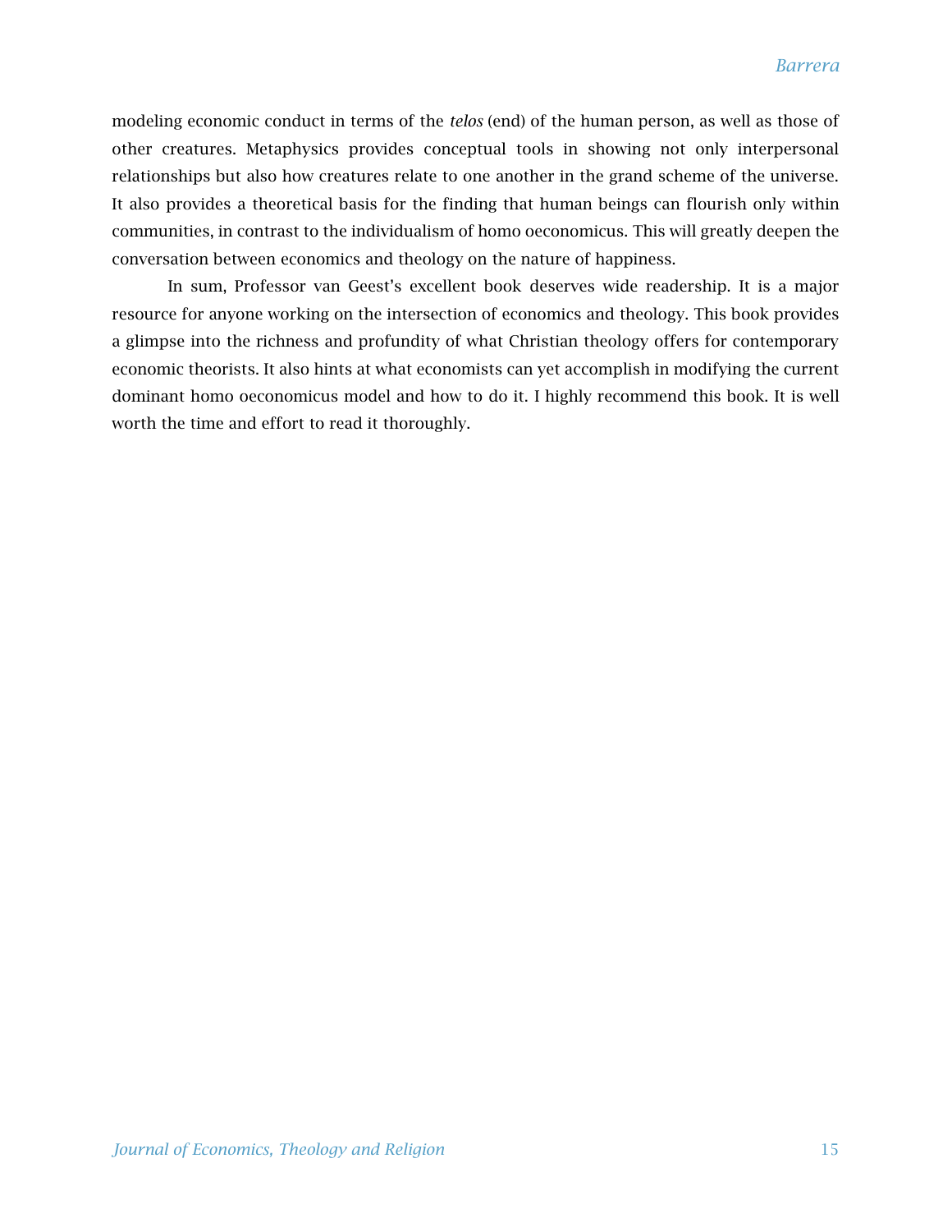modeling economic conduct in terms of the *telos* (end) of the human person, as well as those of other creatures. Metaphysics provides conceptual tools in showing not only interpersonal relationships but also how creatures relate to one another in the grand scheme of the universe. It also provides a theoretical basis for the finding that human beings can flourish only within communities, in contrast to the individualism of homo oeconomicus. This will greatly deepen the conversation between economics and theology on the nature of happiness.

In sum, Professor van Geest's excellent book deserves wide readership. It is a major resource for anyone working on the intersection of economics and theology. This book provides a glimpse into the richness and profundity of what Christian theology offers for contemporary economic theorists. It also hints at what economists can yet accomplish in modifying the current dominant homo oeconomicus model and how to do it. I highly recommend this book. It is well worth the time and effort to read it thoroughly.